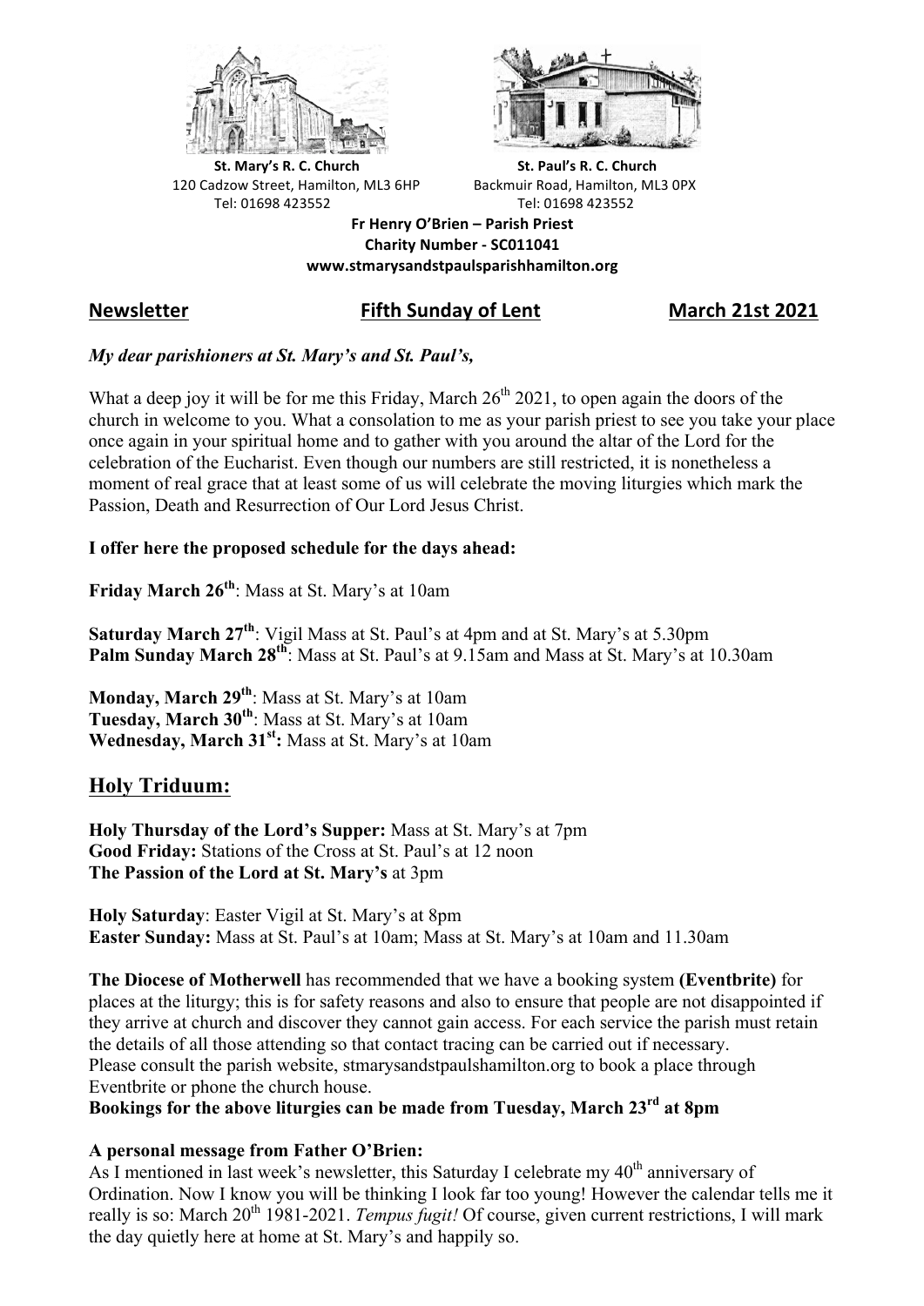**St. Mary's R. C. Church**
120 Cadzow Street, Hamilton, ML3 6HP
Tel: 01698 423552

**St. Paul's R. C. Church**
Backmuir Road, Hamilton, ML3 0PX
Tel: 01698 423552

**Fr Henry O'Brien – Parish Priest**
**Charity Number - SC011041**
**www.stmarysandstpaulsparishhamilton.org**

## Newsletter — Fifth Sunday of Lent — March 21st 2021

***My dear parishioners at St. Mary's and St. Paul's,***

What a deep joy it will be for me this Friday, March 26th 2021, to open again the doors of the church in welcome to you. What a consolation to me as your parish priest to see you take your place once again in your spiritual home and to gather with you around the altar of the Lord for the celebration of the Eucharist. Even though our numbers are still restricted, it is nonetheless a moment of real grace that at least some of us will celebrate the moving liturgies which mark the Passion, Death and Resurrection of Our Lord Jesus Christ.

**I offer here the proposed schedule for the days ahead:**

**Friday March 26th**: Mass at St. Mary's at 10am

**Saturday March 27th**: Vigil Mass at St. Paul's at 4pm and at St. Mary's at 5.30pm
**Palm Sunday March 28th**: Mass at St. Paul's at 9.15am and Mass at St. Mary's at 10.30am

**Monday, March 29th**: Mass at St. Mary's at 10am
**Tuesday, March 30th**: Mass at St. Mary's at 10am
**Wednesday, March 31st:** Mass at St. Mary's at 10am

## Holy Triduum:

**Holy Thursday of the Lord's Supper:** Mass at St. Mary's at 7pm
**Good Friday:** Stations of the Cross at St. Paul's at 12 noon
**The Passion of the Lord at St. Mary's** at 3pm

**Holy Saturday**: Easter Vigil at St. Mary's at 8pm
**Easter Sunday:** Mass at St. Paul's at 10am; Mass at St. Mary's at 10am and 11.30am

**The Diocese of Motherwell** has recommended that we have a booking system **(Eventbrite)** for places at the liturgy; this is for safety reasons and also to ensure that people are not disappointed if they arrive at church and discover they cannot gain access. For each service the parish must retain the details of all those attending so that contact tracing can be carried out if necessary.
Please consult the parish website, stmarysandstpaulshamilton.org to book a place through Eventbrite or phone the church house.
**Bookings for the above liturgies can be made from Tuesday, March 23rd at 8pm**

**A personal message from Father O'Brien:**
As I mentioned in last week's newsletter, this Saturday I celebrate my 40th anniversary of Ordination. Now I know you will be thinking I look far too young! However the calendar tells me it really is so: March 20th 1981-2021. *Tempus fugit!* Of course, given current restrictions, I will mark the day quietly here at home at St. Mary's and happily so.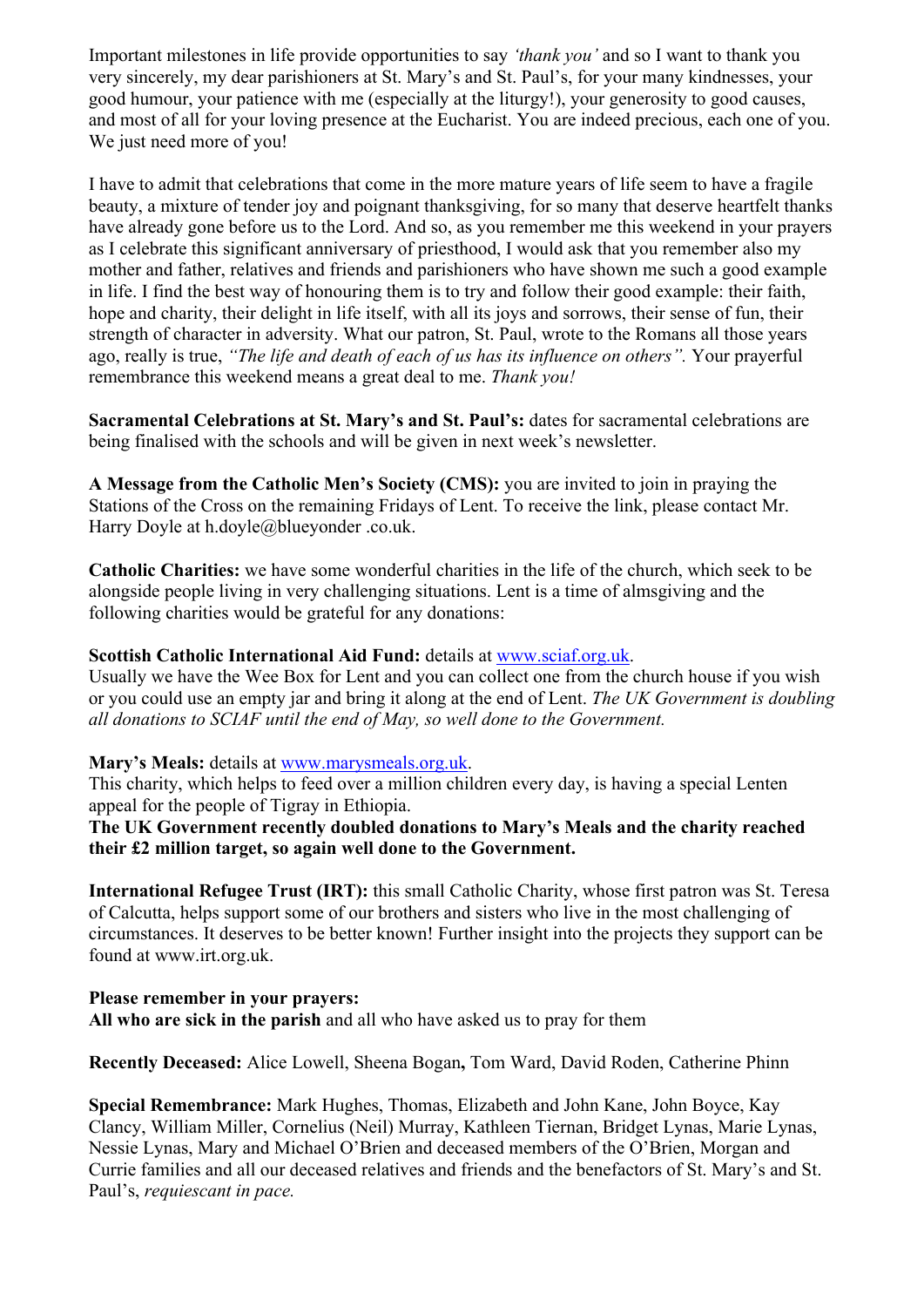Important milestones in life provide opportunities to say *'thank you'* and so I want to thank you very sincerely, my dear parishioners at St. Mary's and St. Paul's, for your many kindnesses, your good humour, your patience with me (especially at the liturgy!), your generosity to good causes, and most of all for your loving presence at the Eucharist. You are indeed precious, each one of you. We just need more of you!

I have to admit that celebrations that come in the more mature years of life seem to have a fragile beauty, a mixture of tender joy and poignant thanksgiving, for so many that deserve heartfelt thanks have already gone before us to the Lord. And so, as you remember me this weekend in your prayers as I celebrate this significant anniversary of priesthood, I would ask that you remember also my mother and father, relatives and friends and parishioners who have shown me such a good example in life. I find the best way of honouring them is to try and follow their good example: their faith, hope and charity, their delight in life itself, with all its joys and sorrows, their sense of fun, their strength of character in adversity. What our patron, St. Paul, wrote to the Romans all those years ago, really is true, *"The life and death of each of us has its influence on others".* Your prayerful remembrance this weekend means a great deal to me. *Thank you!*

**Sacramental Celebrations at St. Mary's and St. Paul's:** dates for sacramental celebrations are being finalised with the schools and will be given in next week's newsletter.

**A Message from the Catholic Men's Society (CMS):** you are invited to join in praying the Stations of the Cross on the remaining Fridays of Lent. To receive the link, please contact Mr. Harry Doyle at h.doyle@blueyonder .co.uk.

**Catholic Charities:** we have some wonderful charities in the life of the church, which seek to be alongside people living in very challenging situations. Lent is a time of almsgiving and the following charities would be grateful for any donations:

**Scottish Catholic International Aid Fund:** details at www.sciaf.org.uk.
Usually we have the Wee Box for Lent and you can collect one from the church house if you wish or you could use an empty jar and bring it along at the end of Lent. *The UK Government is doubling all donations to SCIAF until the end of May, so well done to the Government.*

**Mary's Meals:** details at www.marysmeals.org.uk.
This charity, which helps to feed over a million children every day, is having a special Lenten appeal for the people of Tigray in Ethiopia.
**The UK Government recently doubled donations to Mary's Meals and the charity reached their £2 million target, so again well done to the Government.**

**International Refugee Trust (IRT):** this small Catholic Charity, whose first patron was St. Teresa of Calcutta, helps support some of our brothers and sisters who live in the most challenging of circumstances. It deserves to be better known! Further insight into the projects they support can be found at www.irt.org.uk.

**Please remember in your prayers:**
**All who are sick in the parish** and all who have asked us to pray for them

**Recently Deceased:** Alice Lowell, Sheena Bogan**,** Tom Ward, David Roden, Catherine Phinn

**Special Remembrance:** Mark Hughes, Thomas, Elizabeth and John Kane, John Boyce, Kay Clancy, William Miller, Cornelius (Neil) Murray, Kathleen Tiernan, Bridget Lynas, Marie Lynas, Nessie Lynas, Mary and Michael O'Brien and deceased members of the O'Brien, Morgan and Currie families and all our deceased relatives and friends and the benefactors of St. Mary's and St. Paul's, *requiescant in pace.*